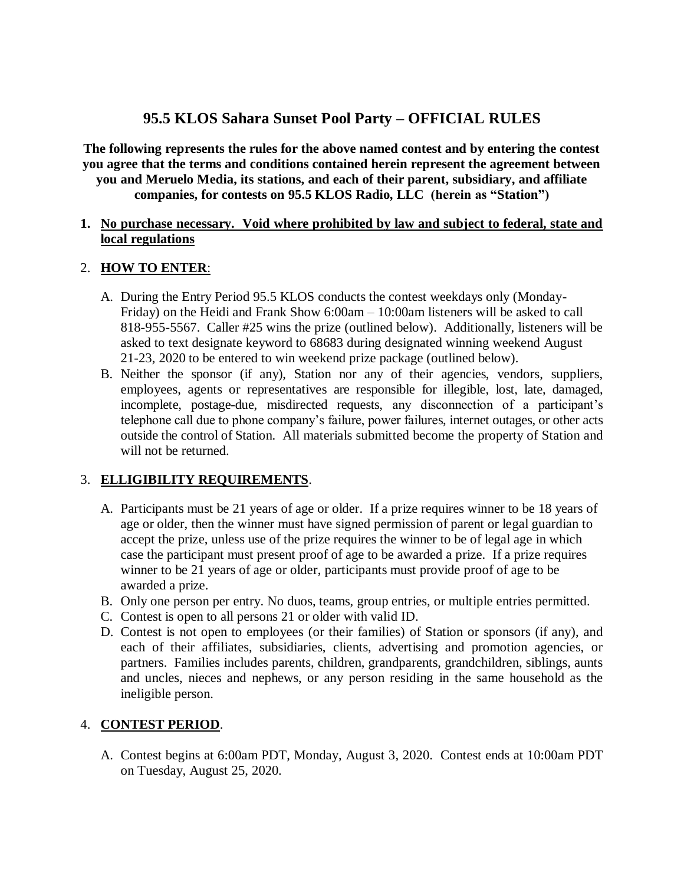# 95.5 KLOS Sahara Sunset Pool Party – OFFICIAL RULES

**The following represents the rules for the above named contest and by entering the contest you agree that the terms and conditions contained herein represent the agreement between you and Meruelo Media, its stations, and each of their parent, subsidiary, and affiliate companies, for contests on 95.5 KLOS Radio, LLC (herein as "Station")**

1. **No purchase necessary. Void where prohibited by law and subject to federal, state and local regulations**

2. **HOW TO ENTER**:

   A. During the Entry Period 95.5 KLOS conducts the contest weekdays only (Monday-Friday) on the Heidi and Frank Show 6:00am – 10:00am listeners will be asked to call 818-955-5567. Caller #25 wins the prize (outlined below). Additionally, listeners will be asked to text designate keyword to 68683 during designated winning weekend August 21-23, 2020 to be entered to win weekend prize package (outlined below).

   B. Neither the sponsor (if any), Station nor any of their agencies, vendors, suppliers, employees, agents or representatives are responsible for illegible, lost, late, damaged, incomplete, postage-due, misdirected requests, any disconnection of a participant's telephone call due to phone company's failure, power failures, internet outages, or other acts outside the control of Station. All materials submitted become the property of Station and will not be returned.

3. **ELLIGIBILITY REQUIREMENTS**.

   A. Participants must be 21 years of age or older. If a prize requires winner to be 18 years of age or older, then the winner must have signed permission of parent or legal guardian to accept the prize, unless use of the prize requires the winner to be of legal age in which case the participant must present proof of age to be awarded a prize. If a prize requires winner to be 21 years of age or older, participants must provide proof of age to be awarded a prize.

   B. Only one person per entry. No duos, teams, group entries, or multiple entries permitted.

   C. Contest is open to all persons 21 or older with valid ID.

   D. Contest is not open to employees (or their families) of Station or sponsors (if any), and each of their affiliates, subsidiaries, clients, advertising and promotion agencies, or partners. Families includes parents, children, grandparents, grandchildren, siblings, aunts and uncles, nieces and nephews, or any person residing in the same household as the ineligible person.

4. **CONTEST PERIOD**.

   A. Contest begins at 6:00am PDT, Monday, August 3, 2020. Contest ends at 10:00am PDT on Tuesday, August 25, 2020.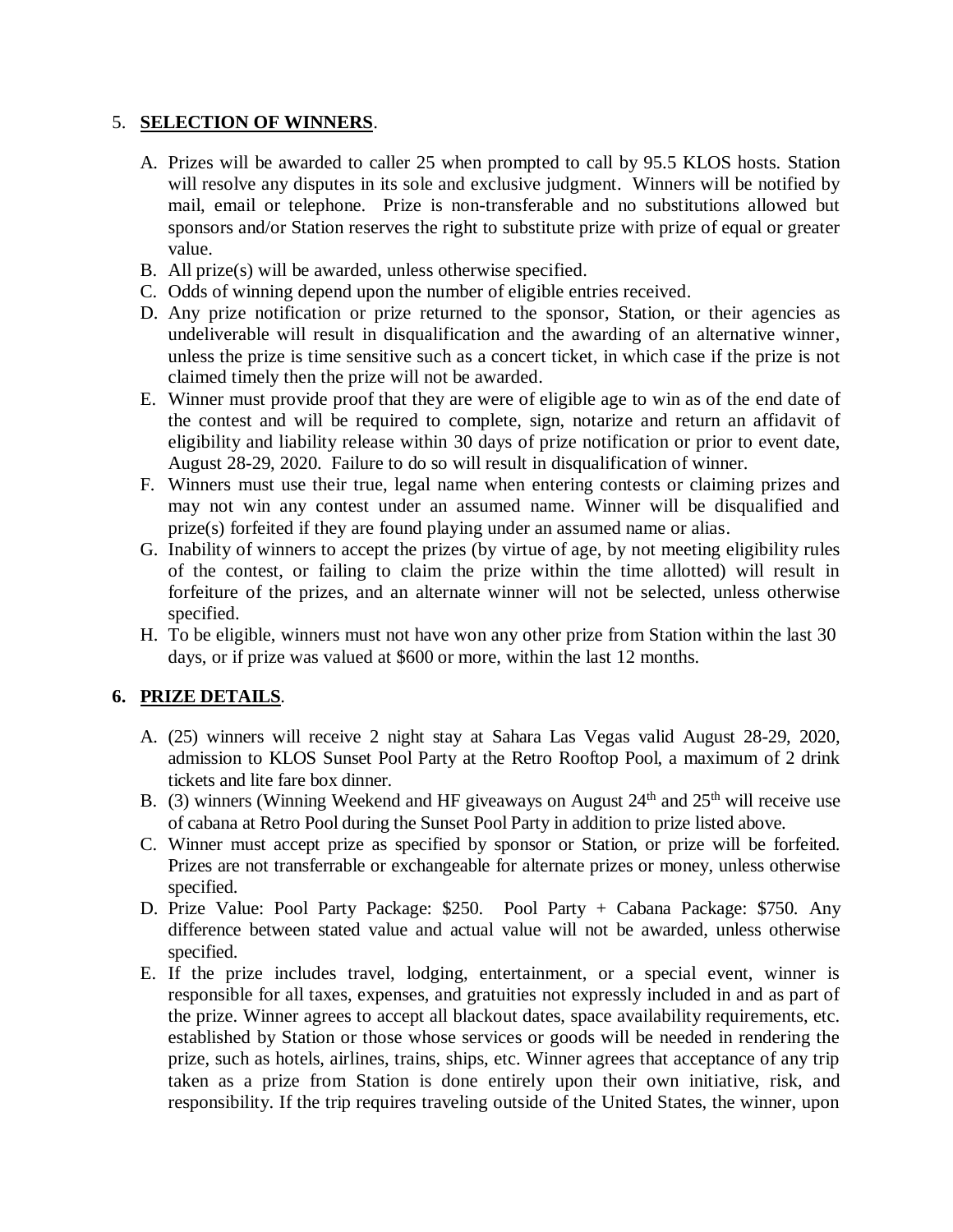5. **SELECTION OF WINNERS**.

   A. Prizes will be awarded to caller 25 when prompted to call by 95.5 KLOS hosts. Station will resolve any disputes in its sole and exclusive judgment. Winners will be notified by mail, email or telephone. Prize is non-transferable and no substitutions allowed but sponsors and/or Station reserves the right to substitute prize with prize of equal or greater value.
   B. All prize(s) will be awarded, unless otherwise specified.
   C. Odds of winning depend upon the number of eligible entries received.
   D. Any prize notification or prize returned to the sponsor, Station, or their agencies as undeliverable will result in disqualification and the awarding of an alternative winner, unless the prize is time sensitive such as a concert ticket, in which case if the prize is not claimed timely then the prize will not be awarded.
   E. Winner must provide proof that they are were of eligible age to win as of the end date of the contest and will be required to complete, sign, notarize and return an affidavit of eligibility and liability release within 30 days of prize notification or prior to event date, August 28-29, 2020. Failure to do so will result in disqualification of winner.
   F. Winners must use their true, legal name when entering contests or claiming prizes and may not win any contest under an assumed name. Winner will be disqualified and prize(s) forfeited if they are found playing under an assumed name or alias.
   G. Inability of winners to accept the prizes (by virtue of age, by not meeting eligibility rules of the contest, or failing to claim the prize within the time allotted) will result in forfeiture of the prizes, and an alternate winner will not be selected, unless otherwise specified.
   H. To be eligible, winners must not have won any other prize from Station within the last 30 days, or if prize was valued at $600 or more, within the last 12 months.

6. **PRIZE DETAILS**.

   A. (25) winners will receive 2 night stay at Sahara Las Vegas valid August 28-29, 2020, admission to KLOS Sunset Pool Party at the Retro Rooftop Pool, a maximum of 2 drink tickets and lite fare box dinner.
   B. (3) winners (Winning Weekend and HF giveaways on August 24th and 25th will receive use of cabana at Retro Pool during the Sunset Pool Party in addition to prize listed above.
   C. Winner must accept prize as specified by sponsor or Station, or prize will be forfeited. Prizes are not transferrable or exchangeable for alternate prizes or money, unless otherwise specified.
   D. Prize Value: Pool Party Package: $250. Pool Party + Cabana Package: $750. Any difference between stated value and actual value will not be awarded, unless otherwise specified.
   E. If the prize includes travel, lodging, entertainment, or a special event, winner is responsible for all taxes, expenses, and gratuities not expressly included in and as part of the prize. Winner agrees to accept all blackout dates, space availability requirements, etc. established by Station or those whose services or goods will be needed in rendering the prize, such as hotels, airlines, trains, ships, etc. Winner agrees that acceptance of any trip taken as a prize from Station is done entirely upon their own initiative, risk, and responsibility. If the trip requires traveling outside of the United States, the winner, upon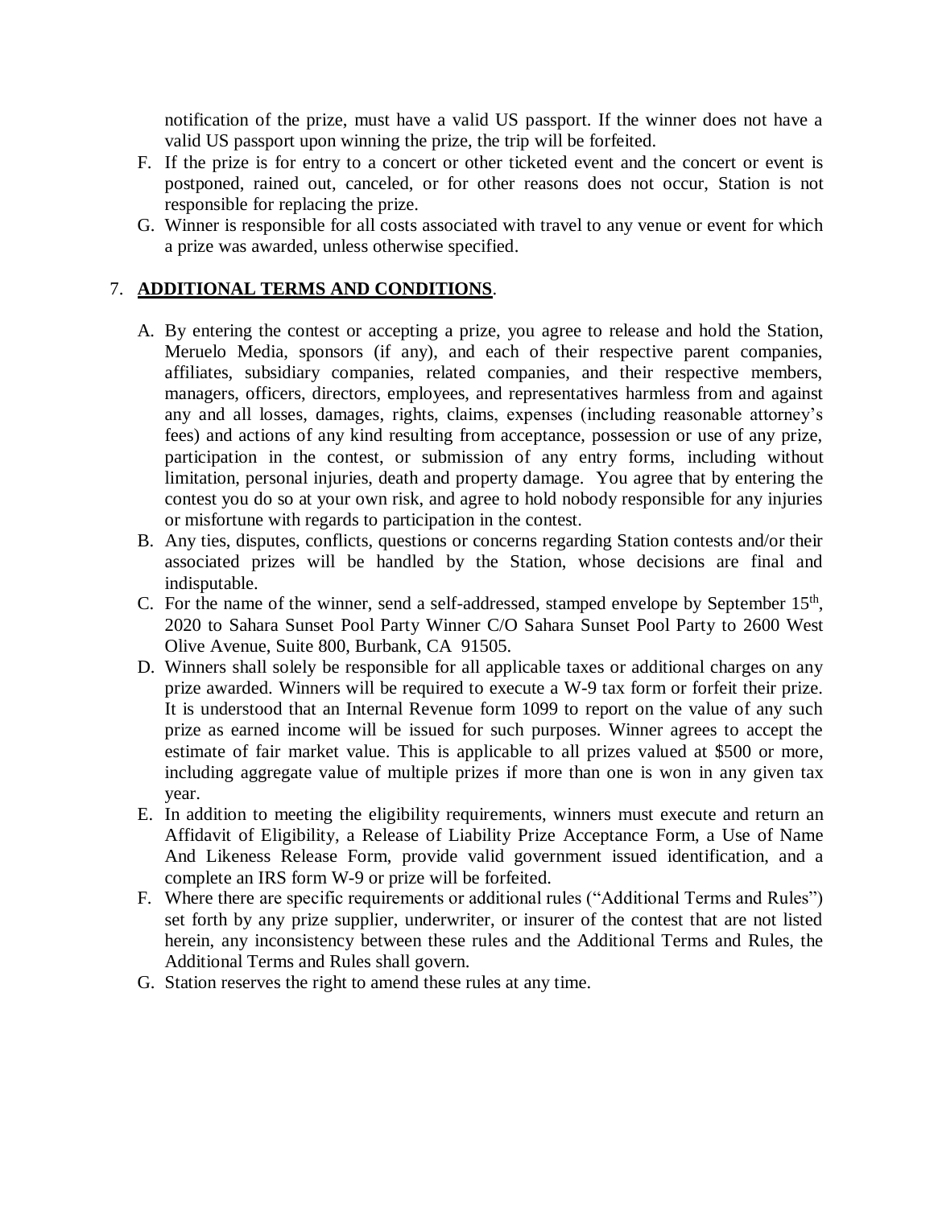notification of the prize, must have a valid US passport. If the winner does not have a valid US passport upon winning the prize, the trip will be forfeited.

F. If the prize is for entry to a concert or other ticketed event and the concert or event is postponed, rained out, canceled, or for other reasons does not occur, Station is not responsible for replacing the prize.

G. Winner is responsible for all costs associated with travel to any venue or event for which a prize was awarded, unless otherwise specified.

7. **ADDITIONAL TERMS AND CONDITIONS**.

A. By entering the contest or accepting a prize, you agree to release and hold the Station, Meruelo Media, sponsors (if any), and each of their respective parent companies, affiliates, subsidiary companies, related companies, and their respective members, managers, officers, directors, employees, and representatives harmless from and against any and all losses, damages, rights, claims, expenses (including reasonable attorney's fees) and actions of any kind resulting from acceptance, possession or use of any prize, participation in the contest, or submission of any entry forms, including without limitation, personal injuries, death and property damage. You agree that by entering the contest you do so at your own risk, and agree to hold nobody responsible for any injuries or misfortune with regards to participation in the contest.

B. Any ties, disputes, conflicts, questions or concerns regarding Station contests and/or their associated prizes will be handled by the Station, whose decisions are final and indisputable.

C. For the name of the winner, send a self-addressed, stamped envelope by September 15th, 2020 to Sahara Sunset Pool Party Winner C/O Sahara Sunset Pool Party to 2600 West Olive Avenue, Suite 800, Burbank, CA 91505.

D. Winners shall solely be responsible for all applicable taxes or additional charges on any prize awarded. Winners will be required to execute a W-9 tax form or forfeit their prize. It is understood that an Internal Revenue form 1099 to report on the value of any such prize as earned income will be issued for such purposes. Winner agrees to accept the estimate of fair market value. This is applicable to all prizes valued at $500 or more, including aggregate value of multiple prizes if more than one is won in any given tax year.

E. In addition to meeting the eligibility requirements, winners must execute and return an Affidavit of Eligibility, a Release of Liability Prize Acceptance Form, a Use of Name And Likeness Release Form, provide valid government issued identification, and a complete an IRS form W-9 or prize will be forfeited.

F. Where there are specific requirements or additional rules ("Additional Terms and Rules") set forth by any prize supplier, underwriter, or insurer of the contest that are not listed herein, any inconsistency between these rules and the Additional Terms and Rules, the Additional Terms and Rules shall govern.

G. Station reserves the right to amend these rules at any time.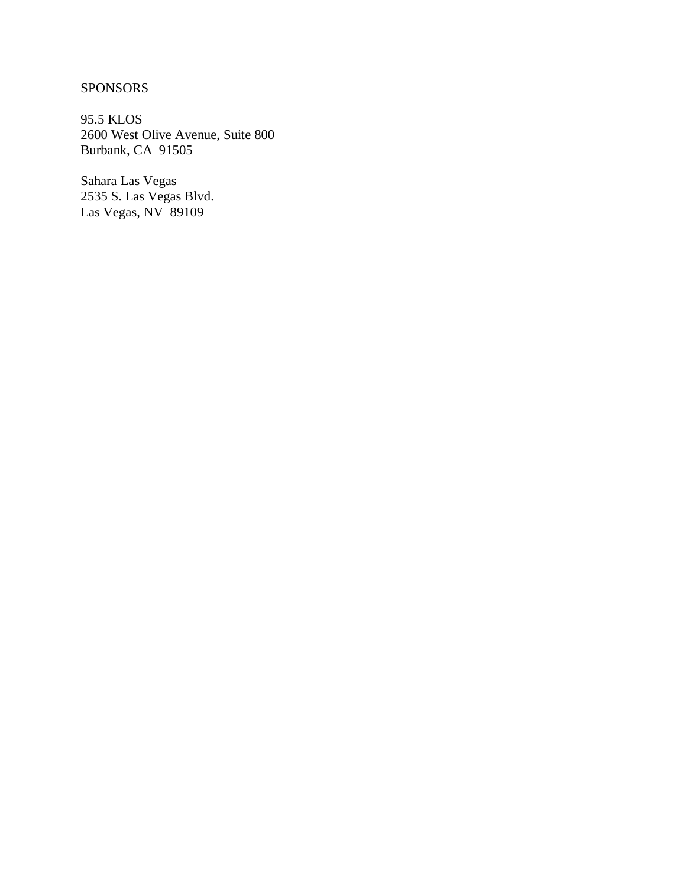SPONSORS

95.5 KLOS
2600 West Olive Avenue, Suite 800
Burbank, CA  91505

Sahara Las Vegas
2535 S. Las Vegas Blvd.
Las Vegas, NV  89109